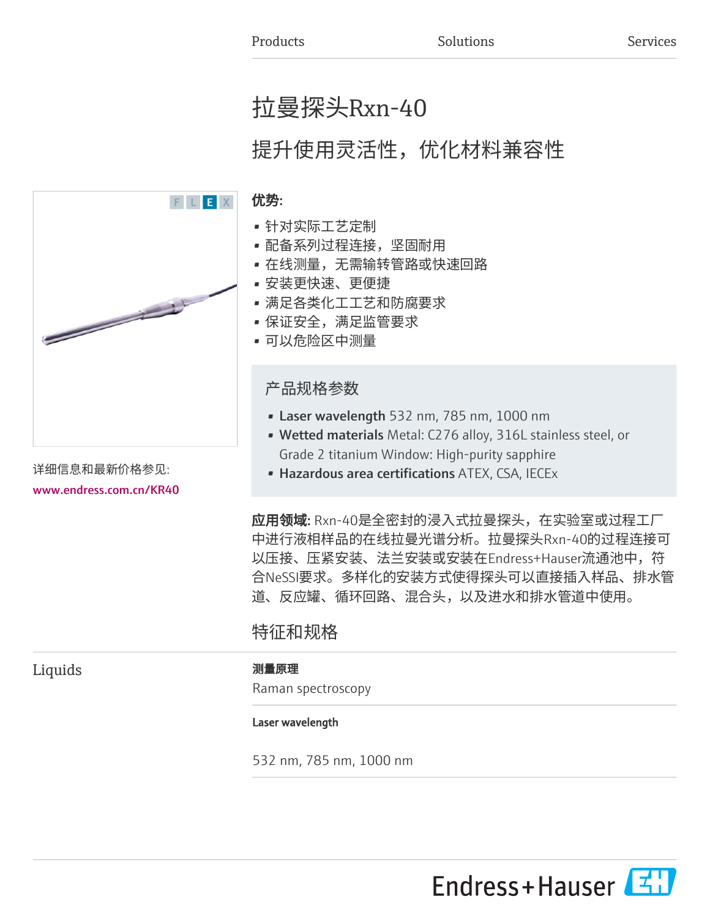Products　　Solutions　　Services

# 拉曼探头Rxn-40

## 提升使用灵活性，优化材料兼容性

F L E X

详细信息和最新价格参见:

www.endress.com.cn/KR40

**优势:**

- 针对实际工艺定制
- 配备系列过程连接，坚固耐用
- 在线测量，无需输转管路或快速回路
- 安装更快速、更便捷
- 满足各类化工工艺和防腐要求
- 保证安全，满足监管要求
- 可以危险区中测量

### 产品规格参数

- **Laser wavelength** 532 nm, 785 nm, 1000 nm
- **Wetted materials** Metal: C276 alloy, 316L stainless steel, or Grade 2 titanium Window: High-purity sapphire
- **Hazardous area certifications** ATEX, CSA, IECEx

**应用领域:** Rxn-40是全密封的浸入式拉曼探头，在实验室或过程工厂中进行液相样品的在线拉曼光谱分析。拉曼探头Rxn-40的过程连接可以压接、压紧安装、法兰安装或安装在Endress+Hauser流通池中，符合NeSSI要求。多样化的安装方式使得探头可以直接插入样品、排水管道、反应罐、循环回路、混合头，以及进水和排水管道中使用。

## 特征和规格

### Liquids

**测量原理**

Raman spectroscopy

**Laser wavelength**

532 nm, 785 nm, 1000 nm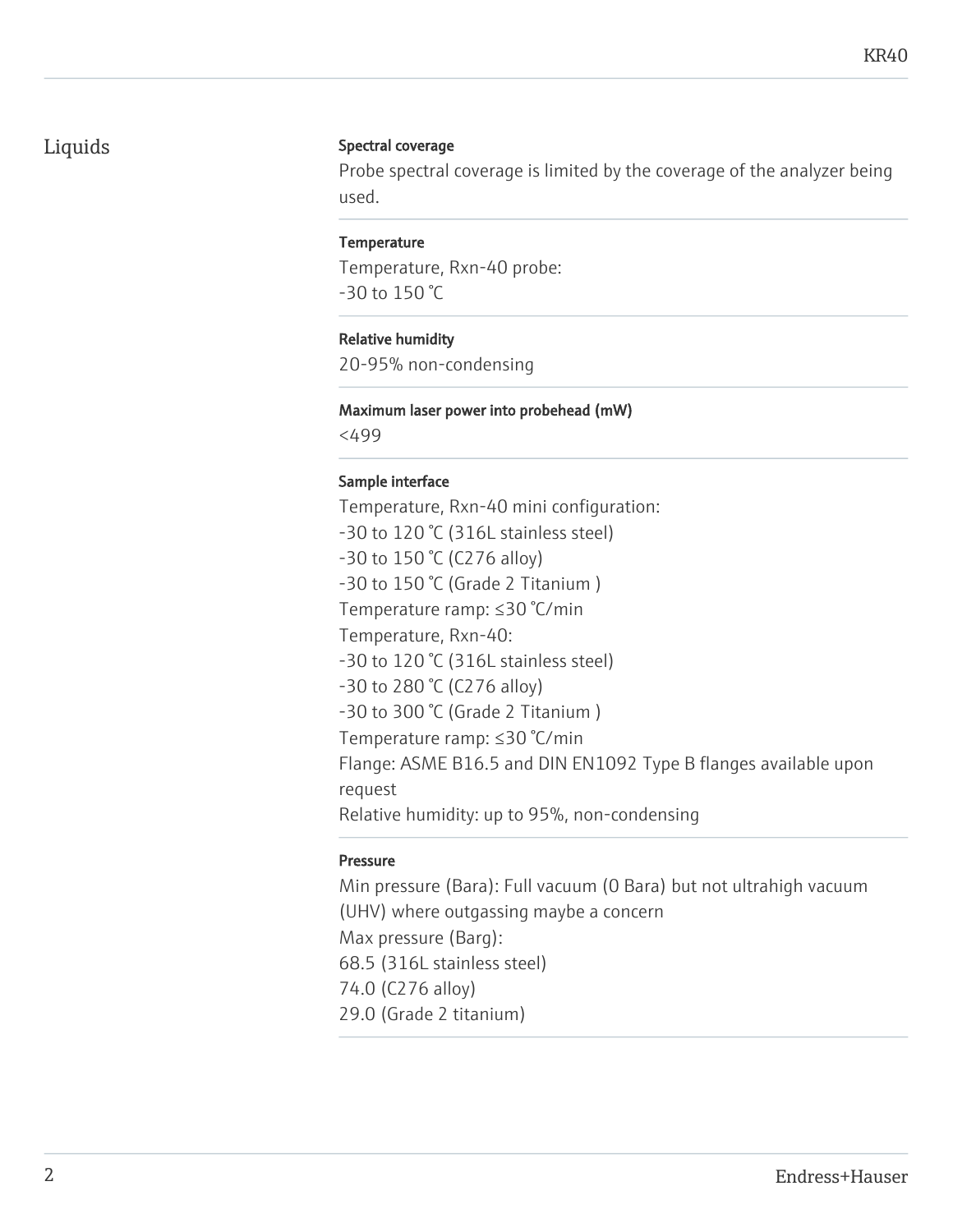## Liquids

**Spectral coverage**

Probe spectral coverage is limited by the coverage of the analyzer being used.

**Temperature**

Temperature, Rxn-40 probe:
-30 to 150 °C

**Relative humidity**

20-95% non-condensing

**Maximum laser power into probehead (mW)**

<499

**Sample interface**

Temperature, Rxn-40 mini configuration:
-30 to 120 °C (316L stainless steel)
-30 to 150 °C (C276 alloy)
-30 to 150 °C (Grade 2 Titanium )
Temperature ramp: ≤30 °C/min
Temperature, Rxn-40:
-30 to 120 °C (316L stainless steel)
-30 to 280 °C (C276 alloy)
-30 to 300 °C (Grade 2 Titanium )
Temperature ramp: ≤30 °C/min
Flange: ASME B16.5 and DIN EN1092 Type B flanges available upon request
Relative humidity: up to 95%, non-condensing

**Pressure**

Min pressure (Bara): Full vacuum (0 Bara) but not ultrahigh vacuum (UHV) where outgassing maybe a concern
Max pressure (Barg):
68.5 (316L stainless steel)
74.0 (C276 alloy)
29.0 (Grade 2 titanium)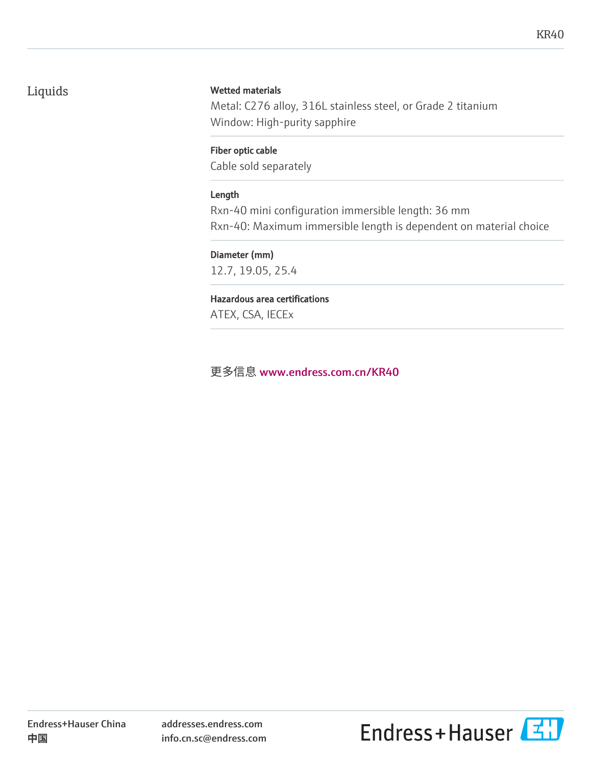## Liquids

**Wetted materials**
Metal: C276 alloy, 316L stainless steel, or Grade 2 titanium
Window: High-purity sapphire

**Fiber optic cable**
Cable sold separately

**Length**
Rxn-40 mini configuration immersible length: 36 mm
Rxn-40: Maximum immersible length is dependent on material choice

**Diameter (mm)**
12.7, 19.05, 25.4

**Hazardous area certifications**
ATEX, CSA, IECEx

更多信息 www.endress.com.cn/KR40

Endress+Hauser China
中国

addresses.endress.com
info.cn.sc@endress.com

Endress+Hauser